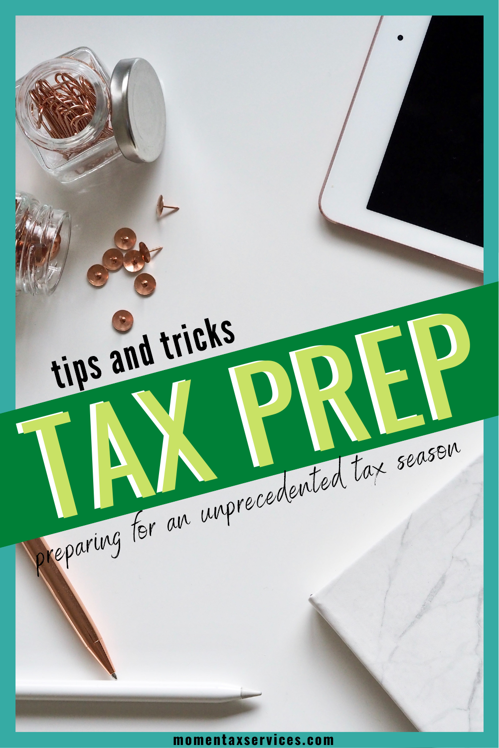tips and tricks

# TAX PREP

*preparing for an unprecedented tax season*

momentaxservices.com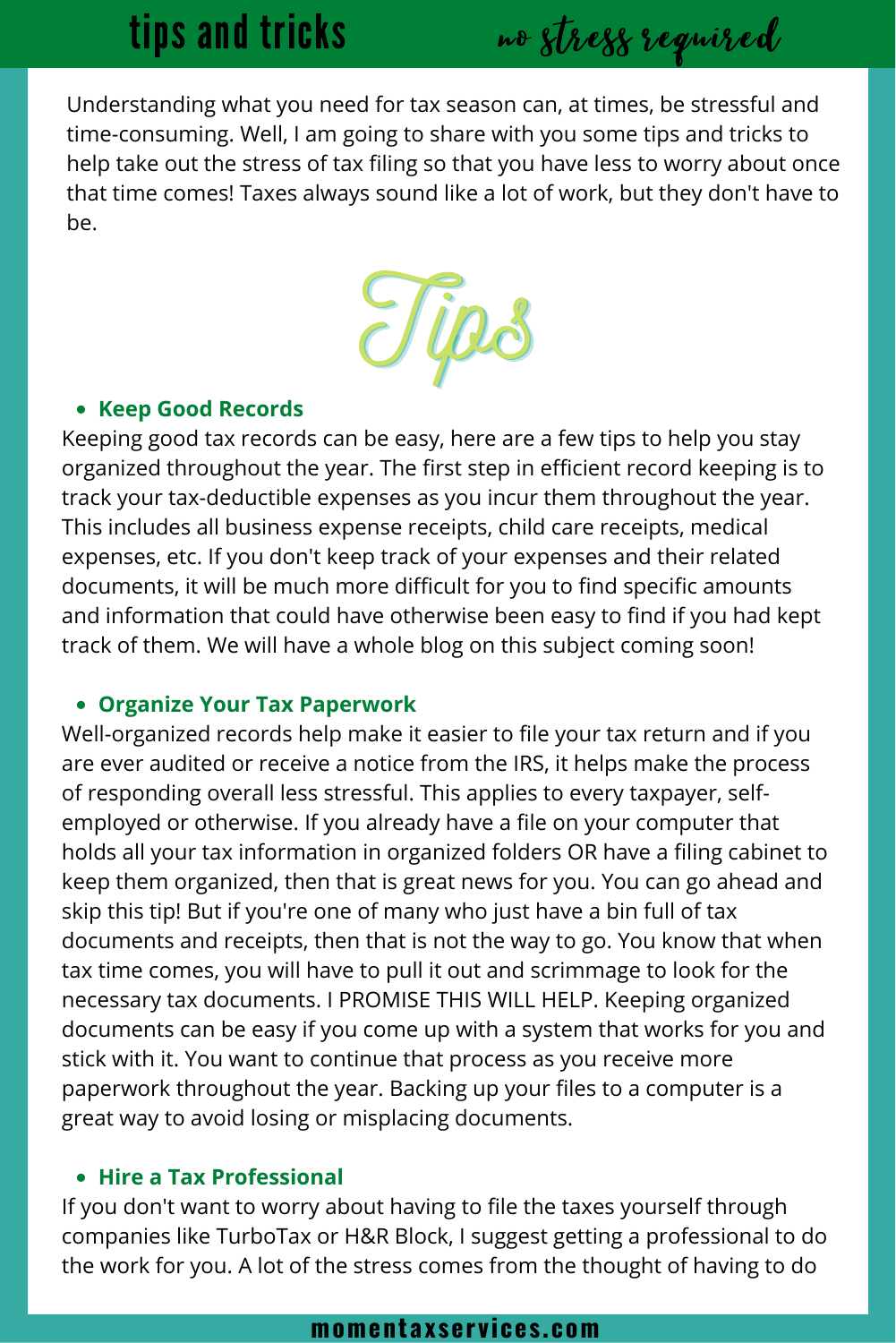# tips and tricks

*no stress required*

Understanding what you need for tax season can, at times, be stressful and time-consuming. Well, I am going to share with you some tips and tricks to help take out the stress of tax filing so that you have less to worry about once that time comes! Taxes always sound like a lot of work, but they don't have to be.

## Tips

- **Keep Good Records**

Keeping good tax records can be easy, here are a few tips to help you stay organized throughout the year. The first step in efficient record keeping is to track your tax-deductible expenses as you incur them throughout the year. This includes all business expense receipts, child care receipts, medical expenses, etc. If you don't keep track of your expenses and their related documents, it will be much more difficult for you to find specific amounts and information that could have otherwise been easy to find if you had kept track of them. We will have a whole blog on this subject coming soon!

- **Organize Your Tax Paperwork**

Well-organized records help make it easier to file your tax return and if you are ever audited or receive a notice from the IRS, it helps make the process of responding overall less stressful. This applies to every taxpayer, self-employed or otherwise. If you already have a file on your computer that holds all your tax information in organized folders OR have a filing cabinet to keep them organized, then that is great news for you. You can go ahead and skip this tip! But if you're one of many who just have a bin full of tax documents and receipts, then that is not the way to go. You know that when tax time comes, you will have to pull it out and scrimmage to look for the necessary tax documents. I PROMISE THIS WILL HELP. Keeping organized documents can be easy if you come up with a system that works for you and stick with it. You want to continue that process as you receive more paperwork throughout the year. Backing up your files to a computer is a great way to avoid losing or misplacing documents.

- **Hire a Tax Professional**

If you don't want to worry about having to file the taxes yourself through companies like TurboTax or H&R Block, I suggest getting a professional to do the work for you. A lot of the stress comes from the thought of having to do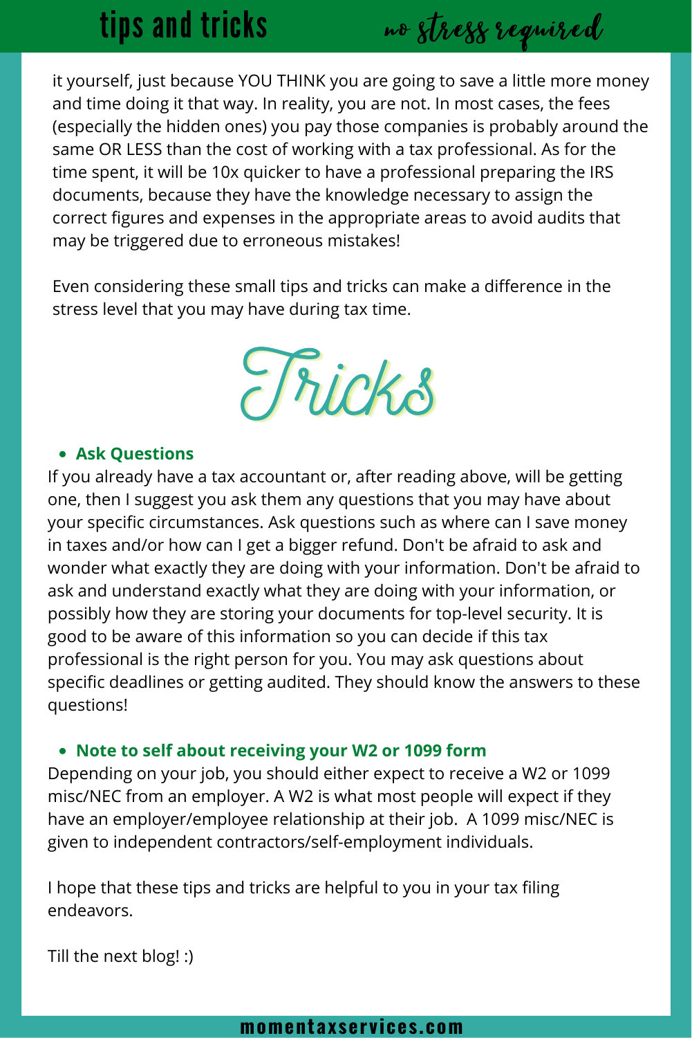it yourself, just because YOU THINK you are going to save a little more money and time doing it that way. In reality, you are not. In most cases, the fees (especially the hidden ones) you pay those companies is probably around the same OR LESS than the cost of working with a tax professional. As for the time spent, it will be 10x quicker to have a professional preparing the IRS documents, because they have the knowledge necessary to assign the correct figures and expenses in the appropriate areas to avoid audits that may be triggered due to erroneous mistakes!

Even considering these small tips and tricks can make a difference in the stress level that you may have during tax time.

## Tricks

- **Ask Questions**

If you already have a tax accountant or, after reading above, will be getting one, then I suggest you ask them any questions that you may have about your specific circumstances. Ask questions such as where can I save money in taxes and/or how can I get a bigger refund. Don't be afraid to ask and wonder what exactly they are doing with your information. Don't be afraid to ask and understand exactly what they are doing with your information, or possibly how they are storing your documents for top-level security. It is good to be aware of this information so you can decide if this tax professional is the right person for you. You may ask questions about specific deadlines or getting audited. They should know the answers to these questions!

- **Note to self about receiving your W2 or 1099 form**

Depending on your job, you should either expect to receive a W2 or 1099 misc/NEC from an employer. A W2 is what most people will expect if they have an employer/employee relationship at their job. A 1099 misc/NEC is given to independent contractors/self-employment individuals.

I hope that these tips and tricks are helpful to you in your tax filing endeavors.

Till the next blog! :)